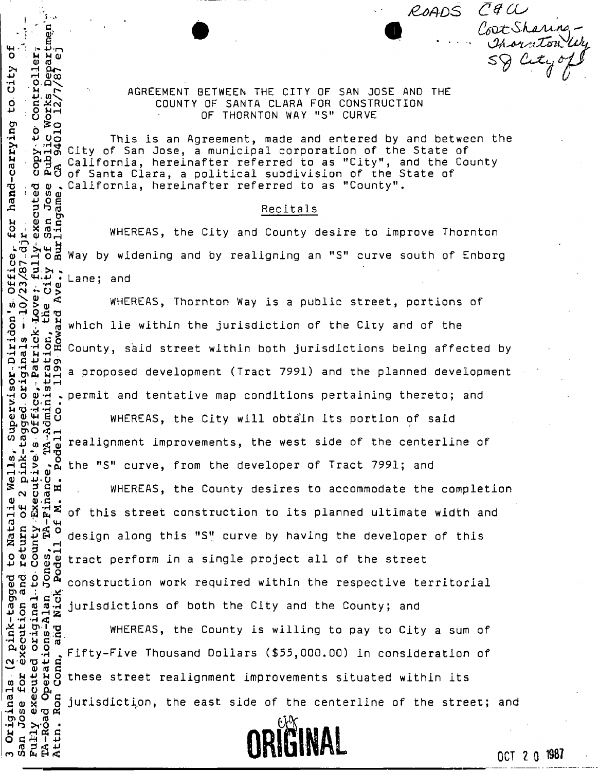ROADS C&A
Cost Sharing -
Thornton Way
SJ City of

3 Originals (2 pink-tagged to Natalie Wells, Supervisor Diridon's Office, for hand-carrying to City of San Jose for execution and return of 2 pink-tagged originals -- 10/23/87 djr
Fully executed original to County Executive's Office, Patrick Love; fully-executed copy to Controller;
TA-Road Operations-Alan Jones, TA-Finance, TA-Administration, the City of San Jose Public Works Department
Attn. Ron Conn, and Nick Podell of M. H. Podell Co., 1199 Howard Ave., Burlingame, CA 94010 12/7/87 ej

AGREEMENT BETWEEN THE CITY OF SAN JOSE AND THE COUNTY OF SANTA CLARA FOR CONSTRUCTION OF THORNTON WAY "S" CURVE

This is an Agreement, made and entered by and between the City of San Jose, a municipal corporation of the State of California, hereinafter referred to as "City", and the County of Santa Clara, a political subdivision of the State of California, hereinafter referred to as "County".

Recitals

WHEREAS, the City and County desire to improve Thornton Way by widening and by realigning an "S" curve south of Enborg Lane; and

WHEREAS, Thornton Way is a public street, portions of which lie within the jurisdiction of the City and of the County, said street within both jurisdictions being affected by a proposed development (Tract 7991) and the planned development permit and tentative map conditions pertaining thereto; and

WHEREAS, the City will obtain its portion of said realignment improvements, the west side of the centerline of the "S" curve, from the developer of Tract 7991; and

WHEREAS, the County desires to accommodate the completion of this street construction to its planned ultimate width and design along this "S" curve by having the developer of this tract perform in a single project all of the street construction work required within the respective territorial jurisdictions of both the City and the County; and

WHEREAS, the County is willing to pay to City a sum of Fifty-Five Thousand Dollars ($55,000.00) in consideration of these street realignment improvements situated within its jurisdiction, the east side of the centerline of the street; and

ORIGINAL

OCT 20 1987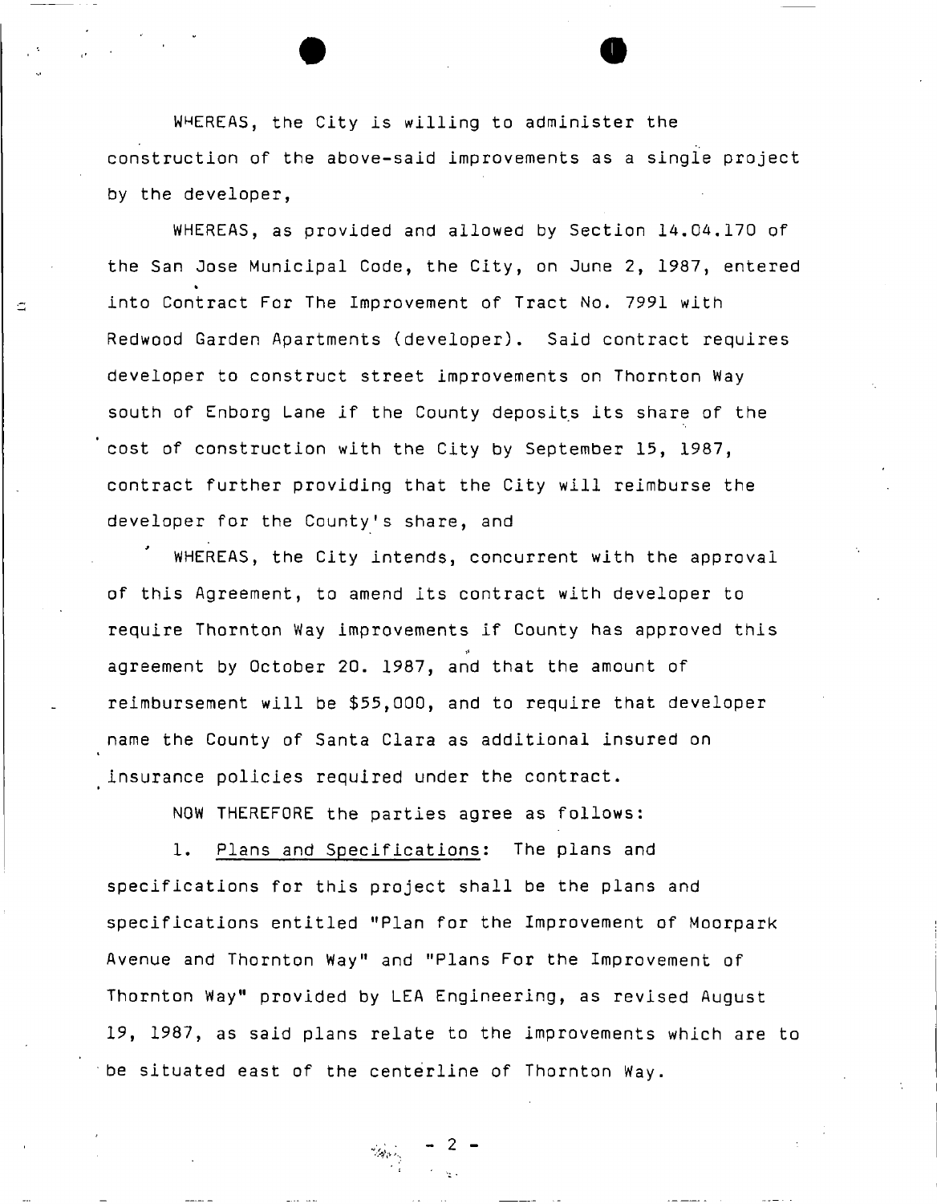WHEREAS, the City is willing to administer the construction of the above-said improvements as a single project by the developer,

WHEREAS, as provided and allowed by Section 14.04.170 of the San Jose Municipal Code, the City, on June 2, 1987, entered into Contract For The Improvement of Tract No. 7991 with Redwood Garden Apartments (developer). Said contract requires developer to construct street improvements on Thornton Way south of Enborg Lane if the County deposits its share of the cost of construction with the City by September 15, 1987, contract further providing that the City will reimburse the developer for the County's share, and

WHEREAS, the City intends, concurrent with the approval of this Agreement, to amend its contract with developer to require Thornton Way improvements if County has approved this agreement by October 20. 1987, and that the amount of reimbursement will be $55,000, and to require that developer name the County of Santa Clara as additional insured on insurance policies required under the contract.

NOW THEREFORE the parties agree as follows:

1. Plans and Specifications: The plans and specifications for this project shall be the plans and specifications entitled "Plan for the Improvement of Moorpark Avenue and Thornton Way" and "Plans For the Improvement of Thornton Way" provided by LEA Engineering, as revised August 19, 1987, as said plans relate to the improvements which are to be situated east of the centerline of Thornton Way.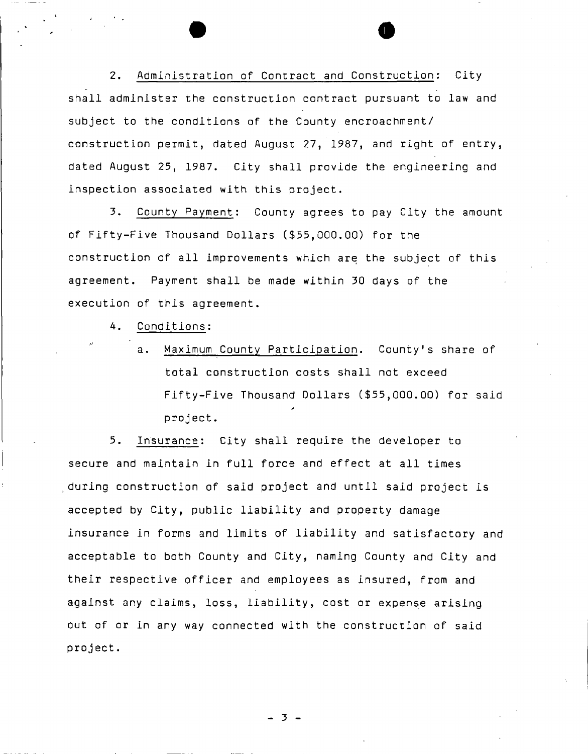2. Administration of Contract and Construction: City shall administer the construction contract pursuant to law and subject to the conditions of the County encroachment/ construction permit, dated August 27, 1987, and right of entry, dated August 25, 1987. City shall provide the engineering and inspection associated with this project.

3. County Payment: County agrees to pay City the amount of Fifty-Five Thousand Dollars ($55,000.00) for the construction of all improvements which are the subject of this agreement. Payment shall be made within 30 days of the execution of this agreement.

4. Conditions:

   a. Maximum County Participation. County's share of total construction costs shall not exceed Fifty-Five Thousand Dollars ($55,000.00) for said project.

5. Insurance: City shall require the developer to secure and maintain in full force and effect at all times during construction of said project and until said project is accepted by City, public liability and property damage insurance in forms and limits of liability and satisfactory and acceptable to both County and City, naming County and City and their respective officer and employees as insured, from and against any claims, loss, liability, cost or expense arising out of or in any way connected with the construction of said project.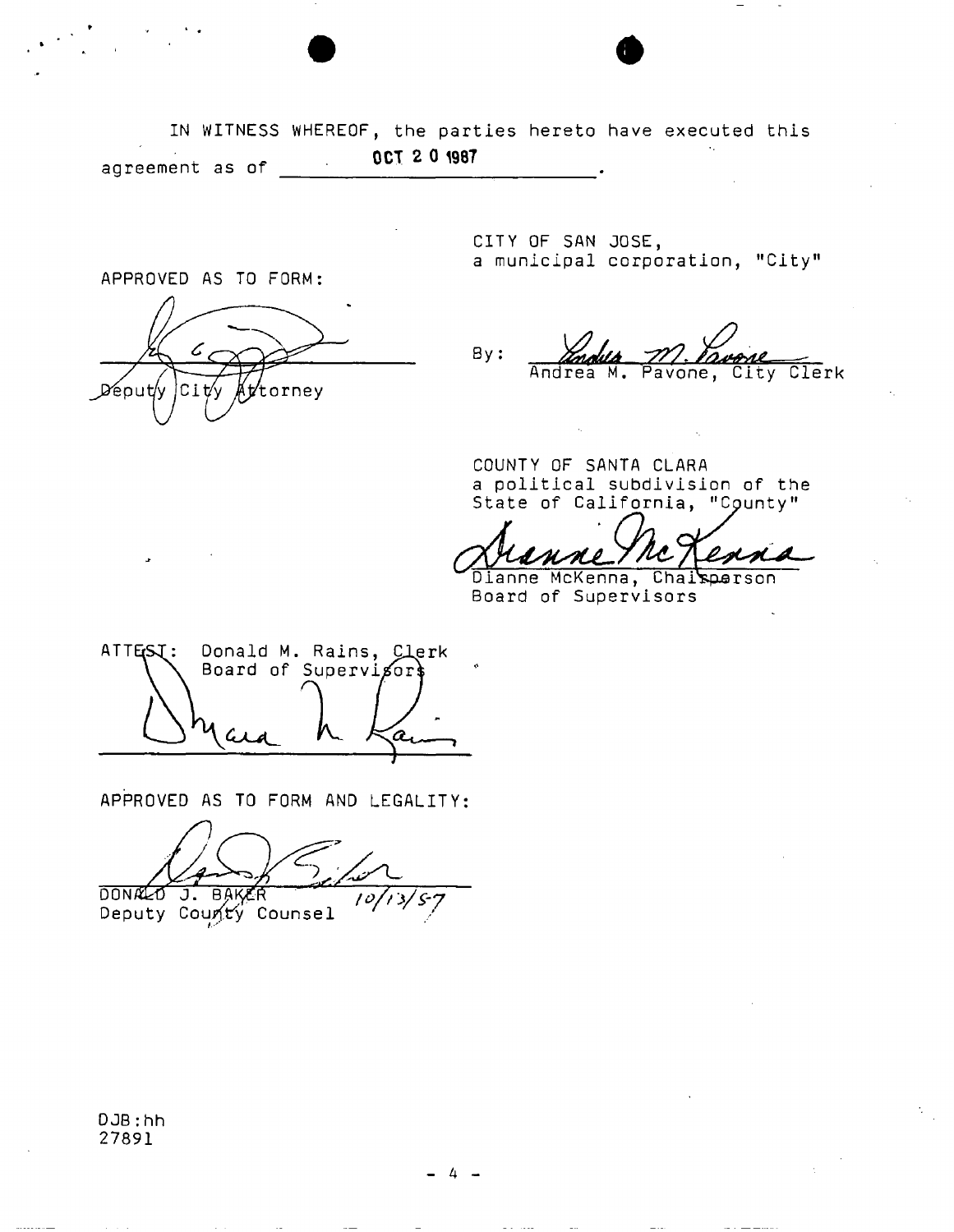IN WITNESS WHEREOF, the parties hereto have executed this agreement as of OCT 2 0 1987.

APPROVED AS TO FORM:

Deputy City Attorney

CITY OF SAN JOSE,
a municipal corporation, "City"

By: Andrea M. Pavone, City Clerk

COUNTY OF SANTA CLARA
a political subdivision of the State of California, "County"

Dianne McKenna, Chairperson
Board of Supervisors

ATTEST: Donald M. Rains, Clerk
Board of Supervisors

APPROVED AS TO FORM AND LEGALITY:

DONALD J. BAKER 10/13/87
Deputy County Counsel

DJB:hh
27891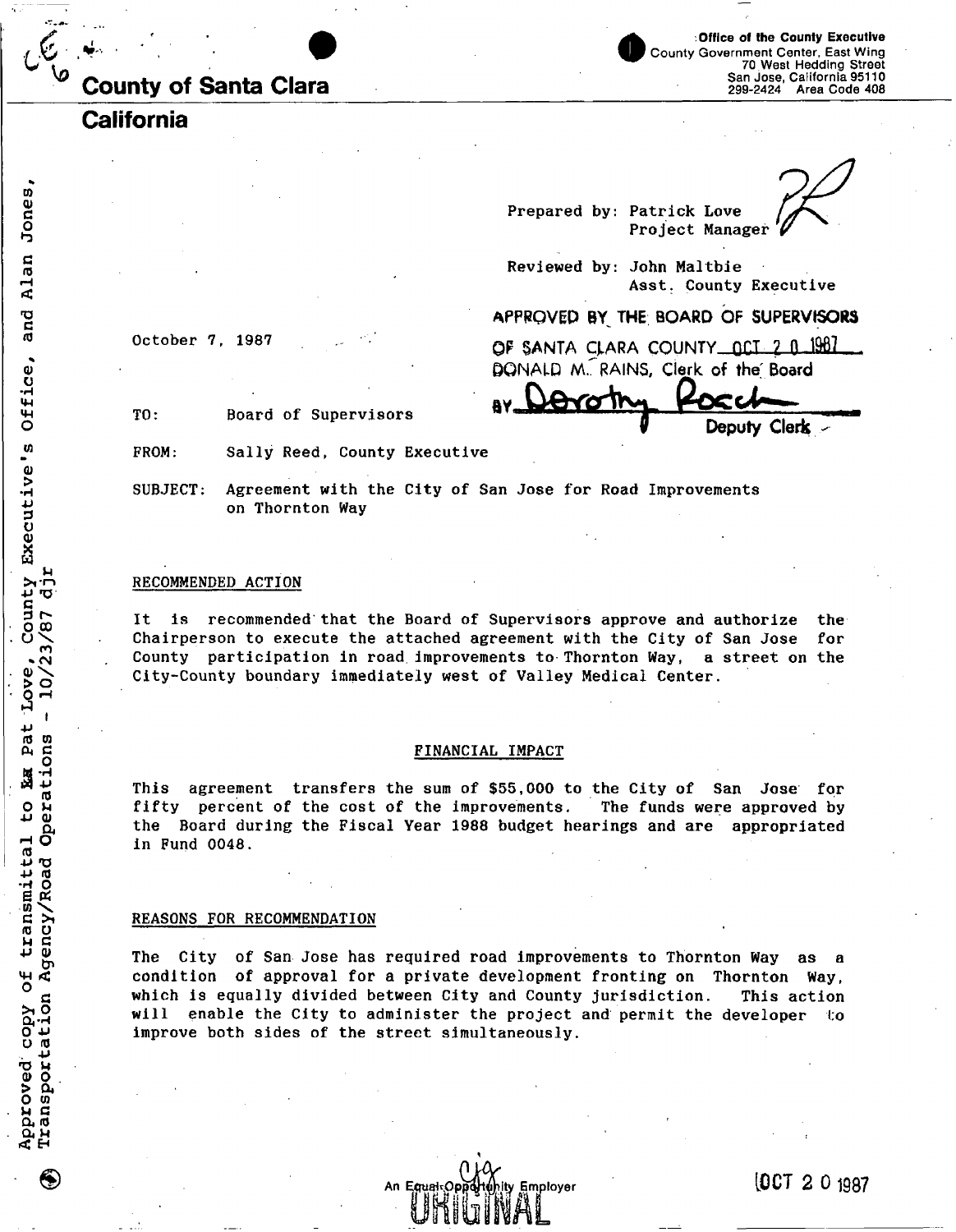# County of Santa Clara
## California

Office of the County Executive
County Government Center, East Wing
70 West Hedding Street
San Jose, California 95110
299-2424 Area Code 408

Approved copy of transmittal to Pat Love, County Executive's Office, and Alan Jones, Transportation Agency/Road Operations - 10/23/87 djr

Prepared by: Patrick Love
Project Manager

Reviewed by: John Maltbie
Asst. County Executive

APPROVED BY THE BOARD OF SUPERVISORS OF SANTA CLARA COUNTY OCT 20 1987
DONALD M. RAINS, Clerk of the Board
BY Dorothy Rosch Deputy Clerk

October 7, 1987

TO: Board of Supervisors

FROM: Sally Reed, County Executive

SUBJECT: Agreement with the City of San Jose for Road Improvements on Thornton Way

RECOMMENDED ACTION

It is recommended that the Board of Supervisors approve and authorize the Chairperson to execute the attached agreement with the City of San Jose for County participation in road improvements to Thornton Way, a street on the City-County boundary immediately west of Valley Medical Center.

FINANCIAL IMPACT

This agreement transfers the sum of $55,000 to the City of San Jose for fifty percent of the cost of the improvements. The funds were approved by the Board during the Fiscal Year 1988 budget hearings and are appropriated in Fund 0048.

REASONS FOR RECOMMENDATION

The City of San Jose has required road improvements to Thornton Way as a condition of approval for a private development fronting on Thornton Way, which is equally divided between City and County jurisdiction. This action will enable the City to administer the project and permit the developer to improve both sides of the street simultaneously.

An Equal Opportunity Employer

ORIGINAL

OCT 20 1987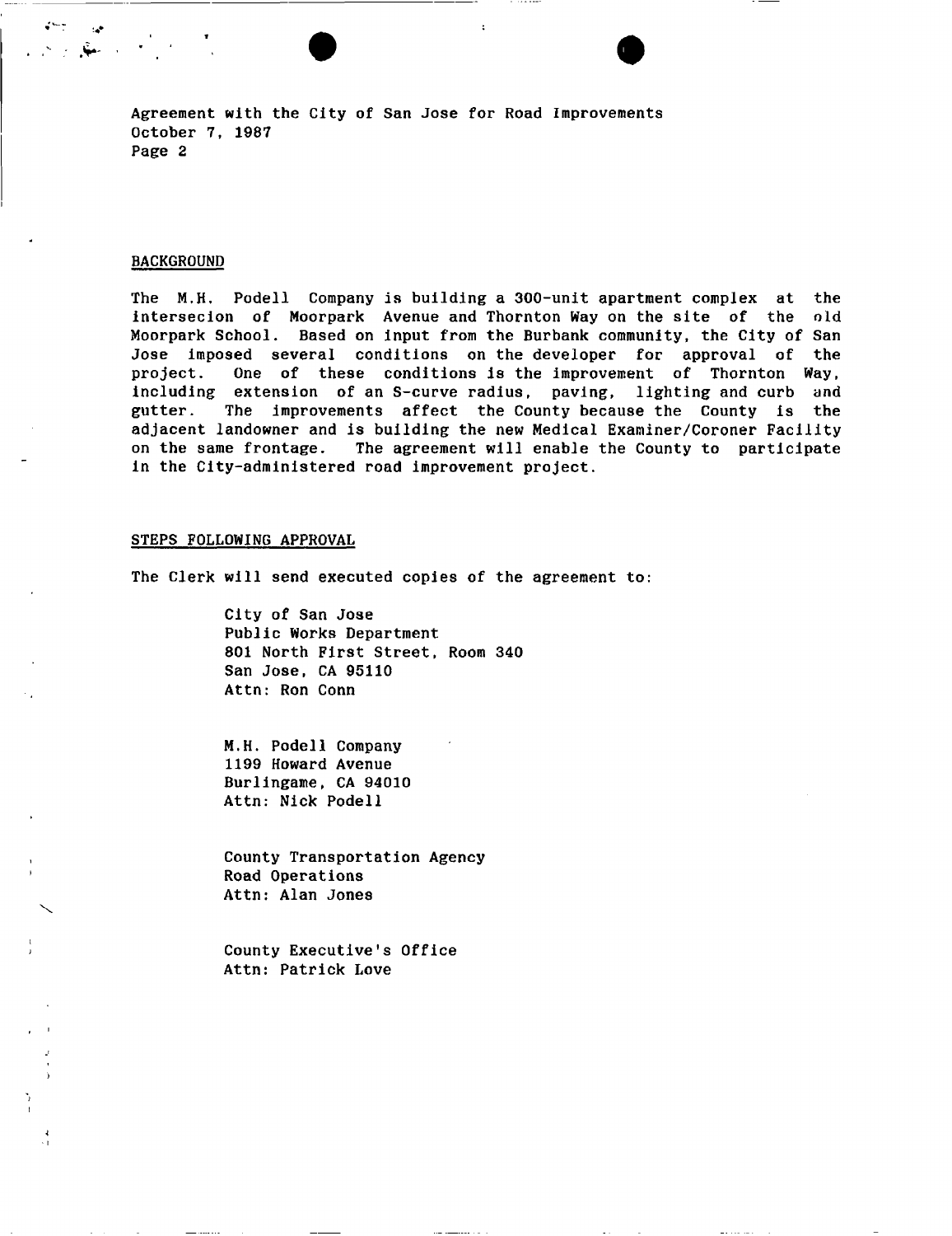Agreement with the City of San Jose for Road Improvements
October 7, 1987
Page 2

## BACKGROUND

The M.H. Podell Company is building a 300-unit apartment complex at the intersecion of Moorpark Avenue and Thornton Way on the site of the old Moorpark School. Based on input from the Burbank community, the City of San Jose imposed several conditions on the developer for approval of the project. One of these conditions is the improvement of Thornton Way, including extension of an S-curve radius, paving, lighting and curb and gutter. The improvements affect the County because the County is the adjacent landowner and is building the new Medical Examiner/Coroner Facility on the same frontage. The agreement will enable the County to participate in the City-administered road improvement project.

## STEPS FOLLOWING APPROVAL

The Clerk will send executed copies of the agreement to:

City of San Jose
Public Works Department
801 North First Street, Room 340
San Jose, CA 95110
Attn: Ron Conn

M.H. Podell Company
1199 Howard Avenue
Burlingame, CA 94010
Attn: Nick Podell

County Transportation Agency
Road Operations
Attn: Alan Jones

County Executive's Office
Attn: Patrick Love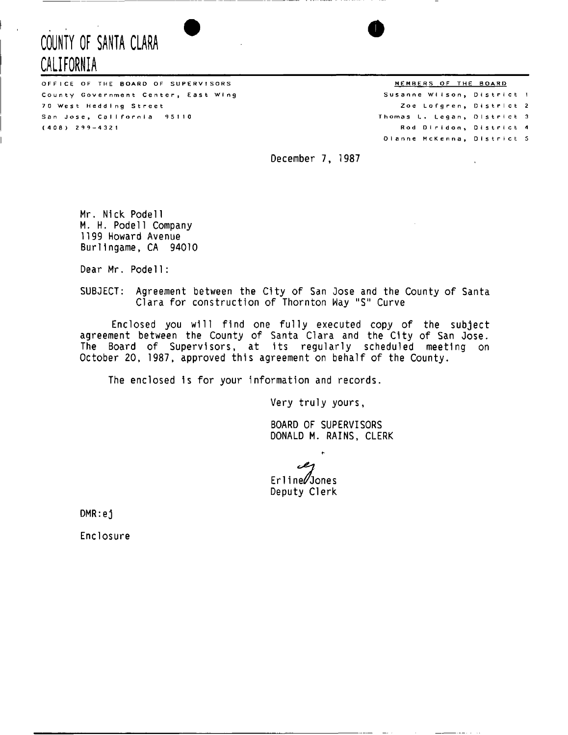# COUNTY OF SANTA CLARA
# CALIFORNIA

OFFICE OF THE BOARD OF SUPERVISORS
County Government Center, East Wing
70 West Hedding Street
San Jose, California 95110
(408) 299-4321

MEMBERS OF THE BOARD
Susanne Wilson, District 1
Zoe Lofgren, District 2
Thomas L. Legan, District 3
Rod Diridon, District 4
Dianne McKenna, District 5

December 7, 1987

Mr. Nick Podell
M. H. Podell Company
1199 Howard Avenue
Burlingame, CA 94010

Dear Mr. Podell:

SUBJECT: Agreement between the City of San Jose and the County of Santa Clara for construction of Thornton Way "S" Curve

Enclosed you will find one fully executed copy of the subject agreement between the County of Santa Clara and the City of San Jose. The Board of Supervisors, at its regularly scheduled meeting on October 20, 1987, approved this agreement on behalf of the County.

The enclosed is for your information and records.

Very truly yours,

BOARD OF SUPERVISORS
DONALD M. RAINS, CLERK

ej

Erline Jones
Deputy Clerk

DMR:ej

Enclosure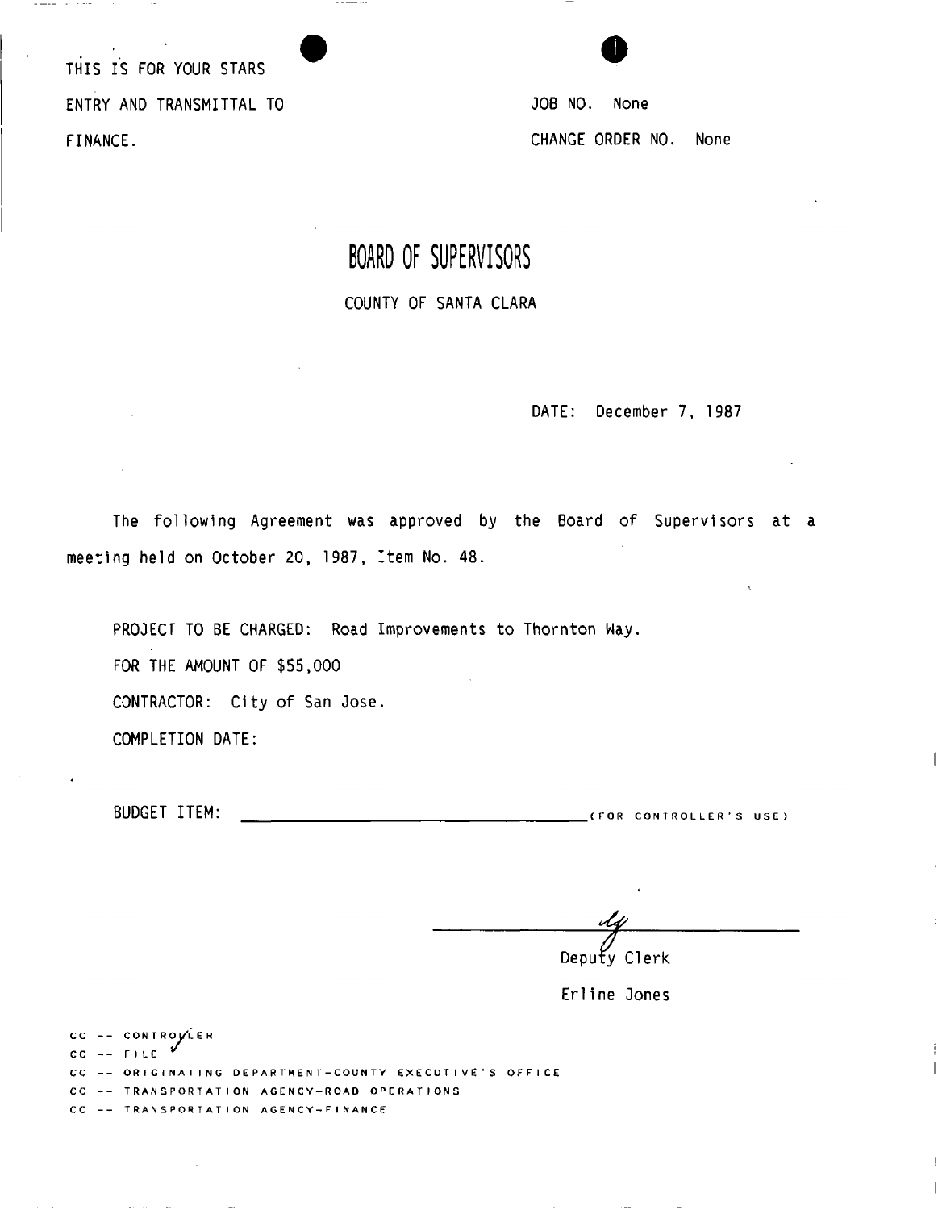THIS IS FOR YOUR STARS
ENTRY AND TRANSMITTAL TO
FINANCE.

JOB NO. None
CHANGE ORDER NO. None

# BOARD OF SUPERVISORS

COUNTY OF SANTA CLARA

DATE: December 7, 1987

The following Agreement was approved by the Board of Supervisors at a meeting held on October 20, 1987, Item No. 48.

PROJECT TO BE CHARGED: Road Improvements to Thornton Way.

FOR THE AMOUNT OF $55,000

CONTRACTOR: City of San Jose.

COMPLETION DATE:

BUDGET ITEM: ______________________ (FOR CONTROLLER'S USE)

dg
Deputy Clerk

Erline Jones

CC -- CONTROLLER
CC -- FILE
CC -- ORIGINATING DEPARTMENT-COUNTY EXECUTIVE'S OFFICE
CC -- TRANSPORTATION AGENCY-ROAD OPERATIONS
CC -- TRANSPORTATION AGENCY-FINANCE